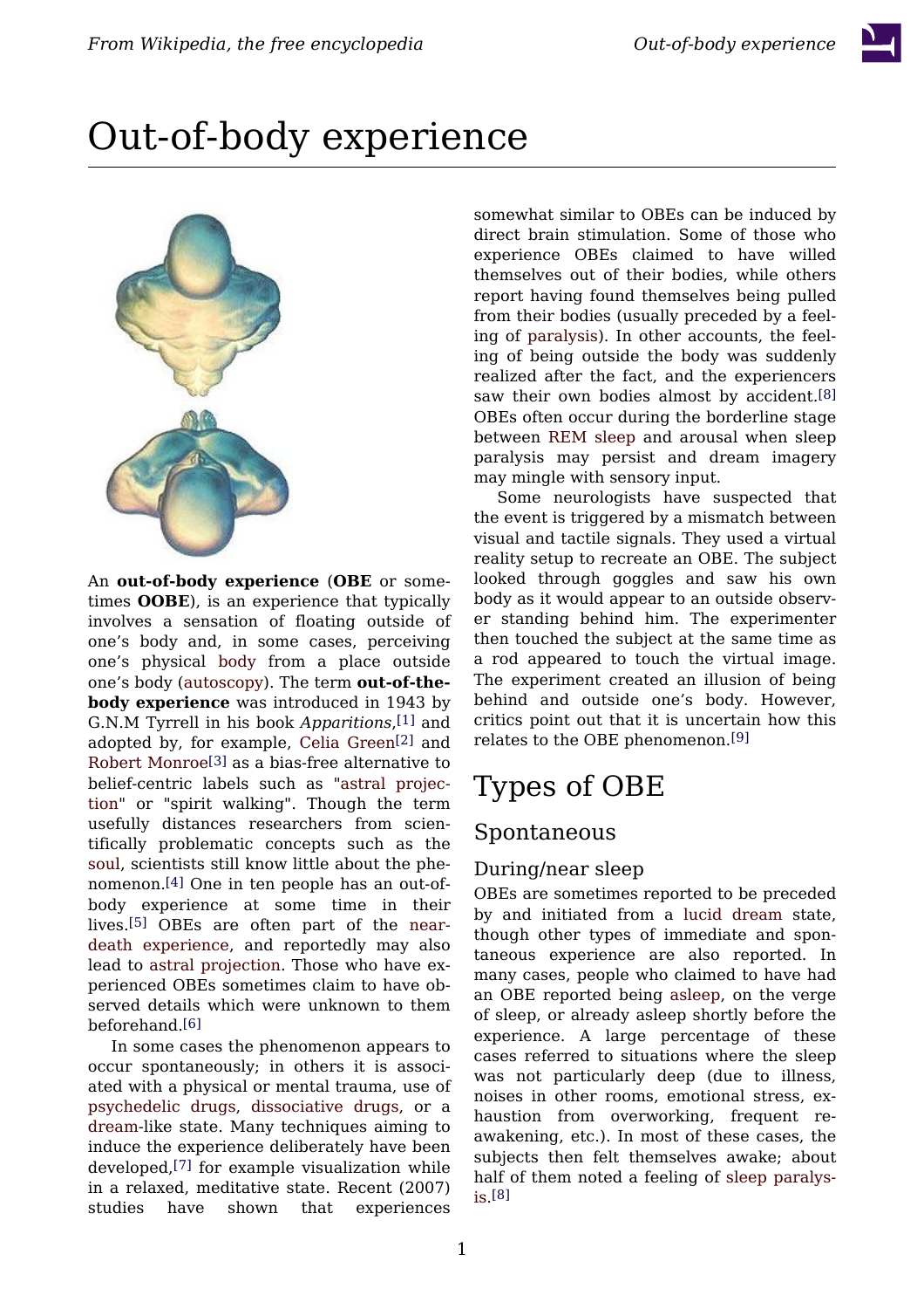# Out-of-body experience

An **out-of-body experience** (**OBE** or sometimes **OOBE**), is an experience that typically involves a sensation of floating outside of one's body and, in some cases, perceiving one's physical body from a place outside one's body (autoscopy). The term **out-of-the-body experience** was introduced in 1943 by G.N.M Tyrrell in his book *Apparitions*,[1] and adopted by, for example, Celia Green[2] and Robert Monroe[3] as a bias-free alternative to belief-centric labels such as "astral projection" or "spirit walking". Though the term usefully distances researchers from scientifically problematic concepts such as the soul, scientists still know little about the phenomenon.[4] One in ten people has an out-of-body experience at some time in their lives.[5] OBEs are often part of the near-death experience, and reportedly may also lead to astral projection. Those who have experienced OBEs sometimes claim to have observed details which were unknown to them beforehand.[6]

In some cases the phenomenon appears to occur spontaneously; in others it is associated with a physical or mental trauma, use of psychedelic drugs, dissociative drugs, or a dream-like state. Many techniques aiming to induce the experience deliberately have been developed,[7] for example visualization while in a relaxed, meditative state. Recent (2007) studies have shown that experiences somewhat similar to OBEs can be induced by direct brain stimulation. Some of those who experience OBEs claimed to have willed themselves out of their bodies, while others report having found themselves being pulled from their bodies (usually preceded by a feeling of paralysis). In other accounts, the feeling of being outside the body was suddenly realized after the fact, and the experiencers saw their own bodies almost by accident.[8] OBEs often occur during the borderline stage between REM sleep and arousal when sleep paralysis may persist and dream imagery may mingle with sensory input.

Some neurologists have suspected that the event is triggered by a mismatch between visual and tactile signals. They used a virtual reality setup to recreate an OBE. The subject looked through goggles and saw his own body as it would appear to an outside observer standing behind him. The experimenter then touched the subject at the same time as a rod appeared to touch the virtual image. The experiment created an illusion of being behind and outside one's body. However, critics point out that it is uncertain how this relates to the OBE phenomenon.[9]

## Types of OBE

### Spontaneous

#### During/near sleep

OBEs are sometimes reported to be preceded by and initiated from a lucid dream state, though other types of immediate and spontaneous experience are also reported. In many cases, people who claimed to have had an OBE reported being asleep, on the verge of sleep, or already asleep shortly before the experience. A large percentage of these cases referred to situations where the sleep was not particularly deep (due to illness, noises in other rooms, emotional stress, exhaustion from overworking, frequent re-awakening, etc.). In most of these cases, the subjects then felt themselves awake; about half of them noted a feeling of sleep paralysis.[8]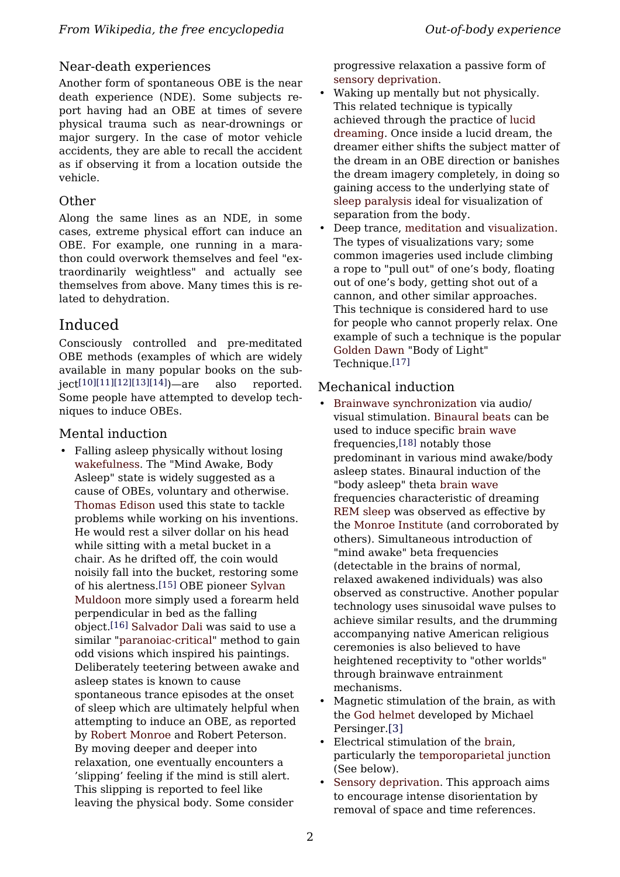### Near-death experiences

Another form of spontaneous OBE is the near death experience (NDE). Some subjects report having had an OBE at times of severe physical trauma such as near-drownings or major surgery. In the case of motor vehicle accidents, they are able to recall the accident as if observing it from a location outside the vehicle.

### Other

Along the same lines as an NDE, in some cases, extreme physical effort can induce an OBE. For example, one running in a marathon could overwork themselves and feel "extraordinarily weightless" and actually see themselves from above. Many times this is related to dehydration.

## Induced

Consciously controlled and pre-meditated OBE methods (examples of which are widely available in many popular books on the subject[10][11][12][13][14])—are also reported. Some people have attempted to develop techniques to induce OBEs.

### Mental induction

- Falling asleep physically without losing wakefulness. The "Mind Awake, Body Asleep" state is widely suggested as a cause of OBEs, voluntary and otherwise. Thomas Edison used this state to tackle problems while working on his inventions. He would rest a silver dollar on his head while sitting with a metal bucket in a chair. As he drifted off, the coin would noisily fall into the bucket, restoring some of his alertness.[15] OBE pioneer Sylvan Muldoon more simply used a forearm held perpendicular in bed as the falling object.[16] Salvador Dali was said to use a similar "paranoiac-critical" method to gain odd visions which inspired his paintings. Deliberately teetering between awake and asleep states is known to cause spontaneous trance episodes at the onset of sleep which are ultimately helpful when attempting to induce an OBE, as reported by Robert Monroe and Robert Peterson. By moving deeper and deeper into relaxation, one eventually encounters a 'slipping' feeling if the mind is still alert. This slipping is reported to feel like leaving the physical body. Some consider progressive relaxation a passive form of sensory deprivation.
- Waking up mentally but not physically. This related technique is typically achieved through the practice of lucid dreaming. Once inside a lucid dream, the dreamer either shifts the subject matter of the dream in an OBE direction or banishes the dream imagery completely, in doing so gaining access to the underlying state of sleep paralysis ideal for visualization of separation from the body.
- Deep trance, meditation and visualization. The types of visualizations vary; some common imageries used include climbing a rope to "pull out" of one's body, floating out of one's body, getting shot out of a cannon, and other similar approaches. This technique is considered hard to use for people who cannot properly relax. One example of such a technique is the popular Golden Dawn "Body of Light" Technique.[17]

### Mechanical induction

- Brainwave synchronization via audio/visual stimulation. Binaural beats can be used to induce specific brain wave frequencies,[18] notably those predominant in various mind awake/body asleep states. Binaural induction of the "body asleep" theta brain wave frequencies characteristic of dreaming REM sleep was observed as effective by the Monroe Institute (and corroborated by others). Simultaneous introduction of "mind awake" beta frequencies (detectable in the brains of normal, relaxed awakened individuals) was also observed as constructive. Another popular technology uses sinusoidal wave pulses to achieve similar results, and the drumming accompanying native American religious ceremonies is also believed to have heightened receptivity to "other worlds" through brainwave entrainment mechanisms.
- Magnetic stimulation of the brain, as with the God helmet developed by Michael Persinger.[3]
- Electrical stimulation of the brain, particularly the temporoparietal junction (See below).
- Sensory deprivation. This approach aims to encourage intense disorientation by removal of space and time references.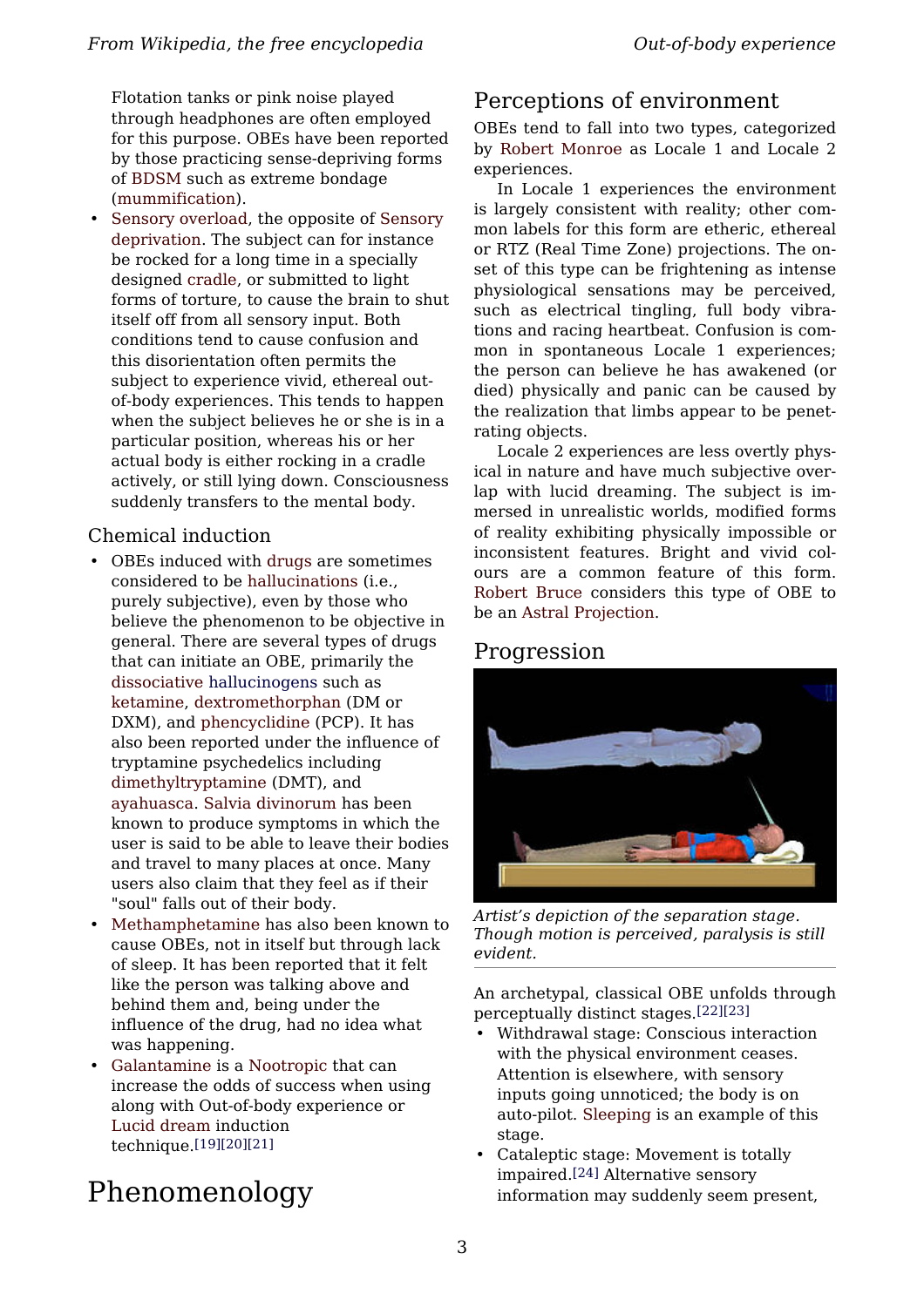Flotation tanks or pink noise played through headphones are often employed for this purpose. OBEs have been reported by those practicing sense-depriving forms of BDSM such as extreme bondage (mummification).

- Sensory overload, the opposite of Sensory deprivation. The subject can for instance be rocked for a long time in a specially designed cradle, or submitted to light forms of torture, to cause the brain to shut itself off from all sensory input. Both conditions tend to cause confusion and this disorientation often permits the subject to experience vivid, ethereal out-of-body experiences. This tends to happen when the subject believes he or she is in a particular position, whereas his or her actual body is either rocking in a cradle actively, or still lying down. Consciousness suddenly transfers to the mental body.

### Chemical induction

- OBEs induced with drugs are sometimes considered to be hallucinations (i.e., purely subjective), even by those who believe the phenomenon to be objective in general. There are several types of drugs that can initiate an OBE, primarily the dissociative hallucinogens such as ketamine, dextromethorphan (DM or DXM), and phencyclidine (PCP). It has also been reported under the influence of tryptamine psychedelics including dimethyltryptamine (DMT), and ayahuasca. Salvia divinorum has been known to produce symptoms in which the user is said to be able to leave their bodies and travel to many places at once. Many users also claim that they feel as if their "soul" falls out of their body.
- Methamphetamine has also been known to cause OBEs, not in itself but through lack of sleep. It has been reported that it felt like the person was talking above and behind them and, being under the influence of the drug, had no idea what was happening.
- Galantamine is a Nootropic that can increase the odds of success when using along with Out-of-body experience or Lucid dream induction technique.[19][20][21]

# Phenomenology

## Perceptions of environment

OBEs tend to fall into two types, categorized by Robert Monroe as Locale 1 and Locale 2 experiences.

In Locale 1 experiences the environment is largely consistent with reality; other common labels for this form are etheric, ethereal or RTZ (Real Time Zone) projections. The onset of this type can be frightening as intense physiological sensations may be perceived, such as electrical tingling, full body vibrations and racing heartbeat. Confusion is common in spontaneous Locale 1 experiences; the person can believe he has awakened (or died) physically and panic can be caused by the realization that limbs appear to be penetrating objects.

Locale 2 experiences are less overtly physical in nature and have much subjective overlap with lucid dreaming. The subject is immersed in unrealistic worlds, modified forms of reality exhibiting physically impossible or inconsistent features. Bright and vivid colours are a common feature of this form. Robert Bruce considers this type of OBE to be an Astral Projection.

## Progression

*Artist's depiction of the separation stage. Though motion is perceived, paralysis is still evident.*

An archetypal, classical OBE unfolds through perceptually distinct stages.[22][23]

- Withdrawal stage: Conscious interaction with the physical environment ceases. Attention is elsewhere, with sensory inputs going unnoticed; the body is on auto-pilot. Sleeping is an example of this stage.
- Cataleptic stage: Movement is totally impaired.[24] Alternative sensory information may suddenly seem present,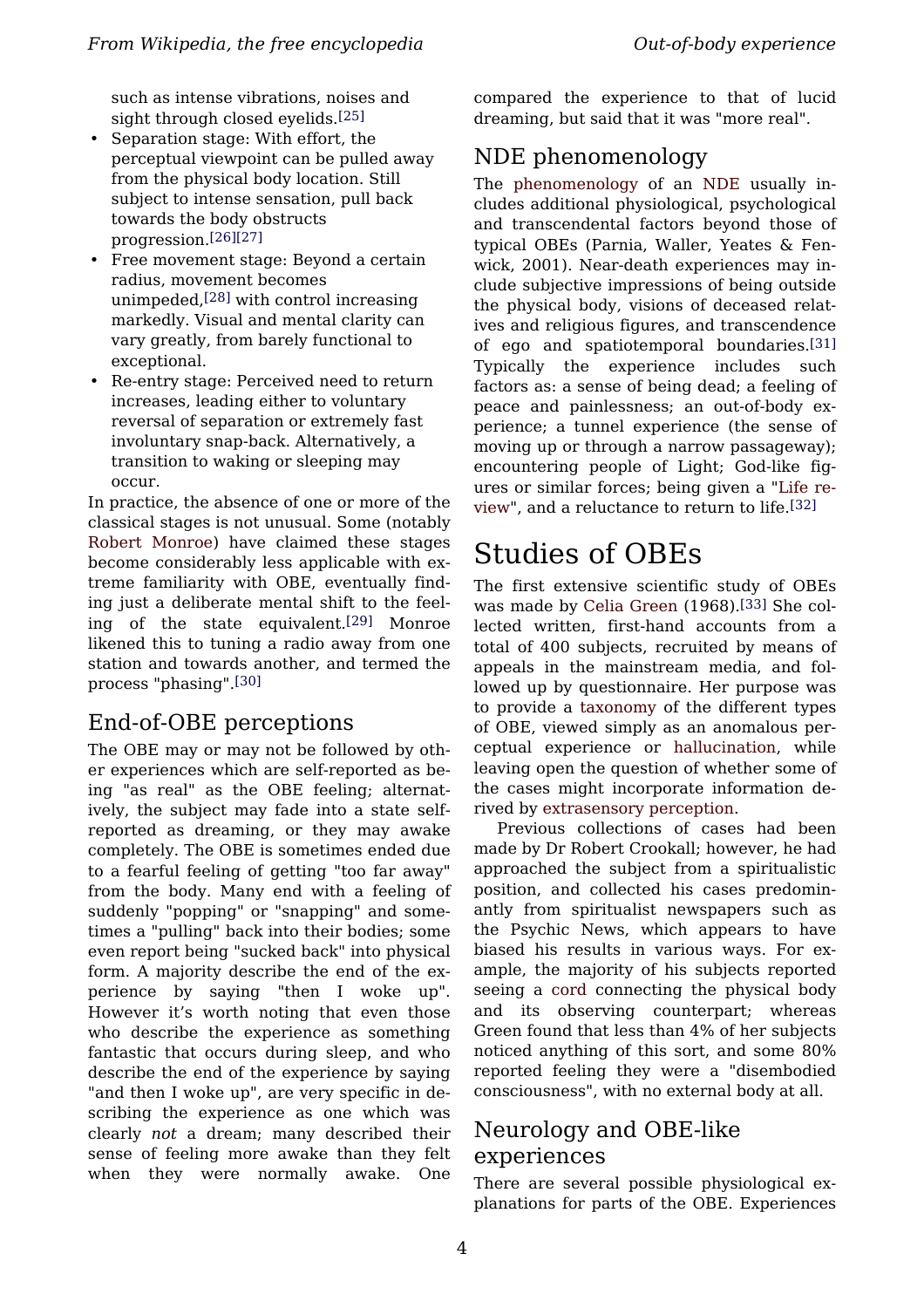such as intense vibrations, noises and sight through closed eyelids.[25]

- Separation stage: With effort, the perceptual viewpoint can be pulled away from the physical body location. Still subject to intense sensation, pull back towards the body obstructs progression.[26][27]
- Free movement stage: Beyond a certain radius, movement becomes unimpeded,[28] with control increasing markedly. Visual and mental clarity can vary greatly, from barely functional to exceptional.
- Re-entry stage: Perceived need to return increases, leading either to voluntary reversal of separation or extremely fast involuntary snap-back. Alternatively, a transition to waking or sleeping may occur.

In practice, the absence of one or more of the classical stages is not unusual. Some (notably Robert Monroe) have claimed these stages become considerably less applicable with extreme familiarity with OBE, eventually finding just a deliberate mental shift to the feeling of the state equivalent.[29] Monroe likened this to tuning a radio away from one station and towards another, and termed the process "phasing".[30]

## End-of-OBE perceptions

The OBE may or may not be followed by other experiences which are self-reported as being "as real" as the OBE feeling; alternatively, the subject may fade into a state self-reported as dreaming, or they may awake completely. The OBE is sometimes ended due to a fearful feeling of getting "too far away" from the body. Many end with a feeling of suddenly "popping" or "snapping" and sometimes a "pulling" back into their bodies; some even report being "sucked back" into physical form. A majority describe the end of the experience by saying "then I woke up". However it's worth noting that even those who describe the experience as something fantastic that occurs during sleep, and who describe the end of the experience by saying "and then I woke up", are very specific in describing the experience as one which was clearly *not* a dream; many described their sense of feeling more awake than they felt when they were normally awake. One compared the experience to that of lucid dreaming, but said that it was "more real".

## NDE phenomenology

The phenomenology of an NDE usually includes additional physiological, psychological and transcendental factors beyond those of typical OBEs (Parnia, Waller, Yeates & Fenwick, 2001). Near-death experiences may include subjective impressions of being outside the physical body, visions of deceased relatives and religious figures, and transcendence of ego and spatiotemporal boundaries.[31] Typically the experience includes such factors as: a sense of being dead; a feeling of peace and painlessness; an out-of-body experience; a tunnel experience (the sense of moving up or through a narrow passageway); encountering people of Light; God-like figures or similar forces; being given a "Life review", and a reluctance to return to life.[32]

# Studies of OBEs

The first extensive scientific study of OBEs was made by Celia Green (1968).[33] She collected written, first-hand accounts from a total of 400 subjects, recruited by means of appeals in the mainstream media, and followed up by questionnaire. Her purpose was to provide a taxonomy of the different types of OBE, viewed simply as an anomalous perceptual experience or hallucination, while leaving open the question of whether some of the cases might incorporate information derived by extrasensory perception.

Previous collections of cases had been made by Dr Robert Crookall; however, he had approached the subject from a spiritualistic position, and collected his cases predominantly from spiritualist newspapers such as the Psychic News, which appears to have biased his results in various ways. For example, the majority of his subjects reported seeing a cord connecting the physical body and its observing counterpart; whereas Green found that less than 4% of her subjects noticed anything of this sort, and some 80% reported feeling they were a "disembodied consciousness", with no external body at all.

## Neurology and OBE-like experiences

There are several possible physiological explanations for parts of the OBE. Experiences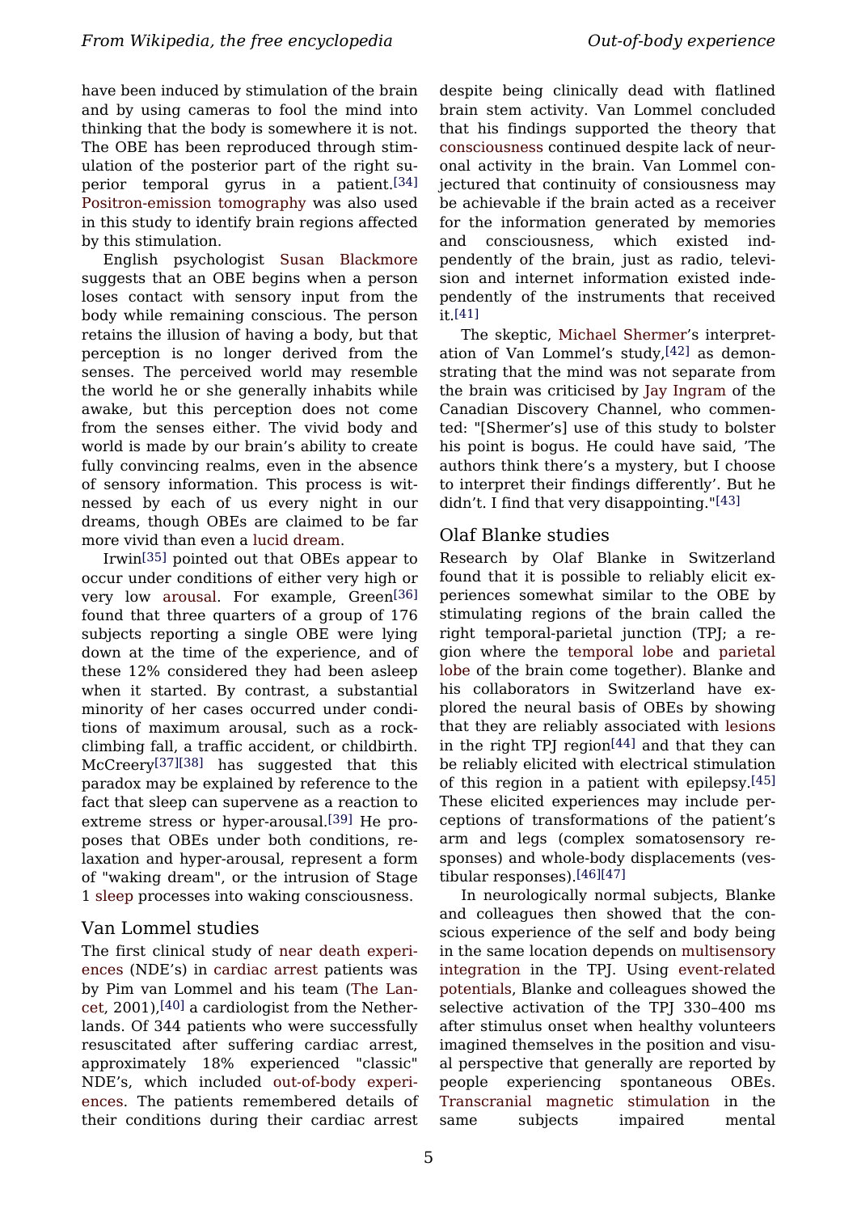have been induced by stimulation of the brain and by using cameras to fool the mind into thinking that the body is somewhere it is not. The OBE has been reproduced through stimulation of the posterior part of the right superior temporal gyrus in a patient.[34] Positron-emission tomography was also used in this study to identify brain regions affected by this stimulation.

English psychologist Susan Blackmore suggests that an OBE begins when a person loses contact with sensory input from the body while remaining conscious. The person retains the illusion of having a body, but that perception is no longer derived from the senses. The perceived world may resemble the world he or she generally inhabits while awake, but this perception does not come from the senses either. The vivid body and world is made by our brain's ability to create fully convincing realms, even in the absence of sensory information. This process is witnessed by each of us every night in our dreams, though OBEs are claimed to be far more vivid than even a lucid dream.

Irwin[35] pointed out that OBEs appear to occur under conditions of either very high or very low arousal. For example, Green[36] found that three quarters of a group of 176 subjects reporting a single OBE were lying down at the time of the experience, and of these 12% considered they had been asleep when it started. By contrast, a substantial minority of her cases occurred under conditions of maximum arousal, such as a rock-climbing fall, a traffic accident, or childbirth. McCreery[37][38] has suggested that this paradox may be explained by reference to the fact that sleep can supervene as a reaction to extreme stress or hyper-arousal.[39] He proposes that OBEs under both conditions, relaxation and hyper-arousal, represent a form of "waking dream", or the intrusion of Stage 1 sleep processes into waking consciousness.

## Van Lommel studies

The first clinical study of near death experiences (NDE's) in cardiac arrest patients was by Pim van Lommel and his team (The Lancet, 2001),[40] a cardiologist from the Netherlands. Of 344 patients who were successfully resuscitated after suffering cardiac arrest, approximately 18% experienced "classic" NDE's, which included out-of-body experiences. The patients remembered details of their conditions during their cardiac arrest despite being clinically dead with flatlined brain stem activity. Van Lommel concluded that his findings supported the theory that consciousness continued despite lack of neuronal activity in the brain. Van Lommel conjectured that continuity of consiousness may be achievable if the brain acted as a receiver for the information generated by memories and consciousness, which existed independently of the brain, just as radio, television and internet information existed independently of the instruments that received it.[41]

The skeptic, Michael Shermer's interpretation of Van Lommel's study,[42] as demonstrating that the mind was not separate from the brain was criticised by Jay Ingram of the Canadian Discovery Channel, who commented: "[Shermer's] use of this study to bolster his point is bogus. He could have said, 'The authors think there's a mystery, but I choose to interpret their findings differently'. But he didn't. I find that very disappointing."[43]

## Olaf Blanke studies

Research by Olaf Blanke in Switzerland found that it is possible to reliably elicit experiences somewhat similar to the OBE by stimulating regions of the brain called the right temporal-parietal junction (TPJ; a region where the temporal lobe and parietal lobe of the brain come together). Blanke and his collaborators in Switzerland have explored the neural basis of OBEs by showing that they are reliably associated with lesions in the right TPJ region[44] and that they can be reliably elicited with electrical stimulation of this region in a patient with epilepsy.[45] These elicited experiences may include perceptions of transformations of the patient's arm and legs (complex somatosensory responses) and whole-body displacements (vestibular responses).[46][47]

In neurologically normal subjects, Blanke and colleagues then showed that the conscious experience of the self and body being in the same location depends on multisensory integration in the TPJ. Using event-related potentials, Blanke and colleagues showed the selective activation of the TPJ 330–400 ms after stimulus onset when healthy volunteers imagined themselves in the position and visual perspective that generally are reported by people experiencing spontaneous OBEs. Transcranial magnetic stimulation in the same subjects impaired mental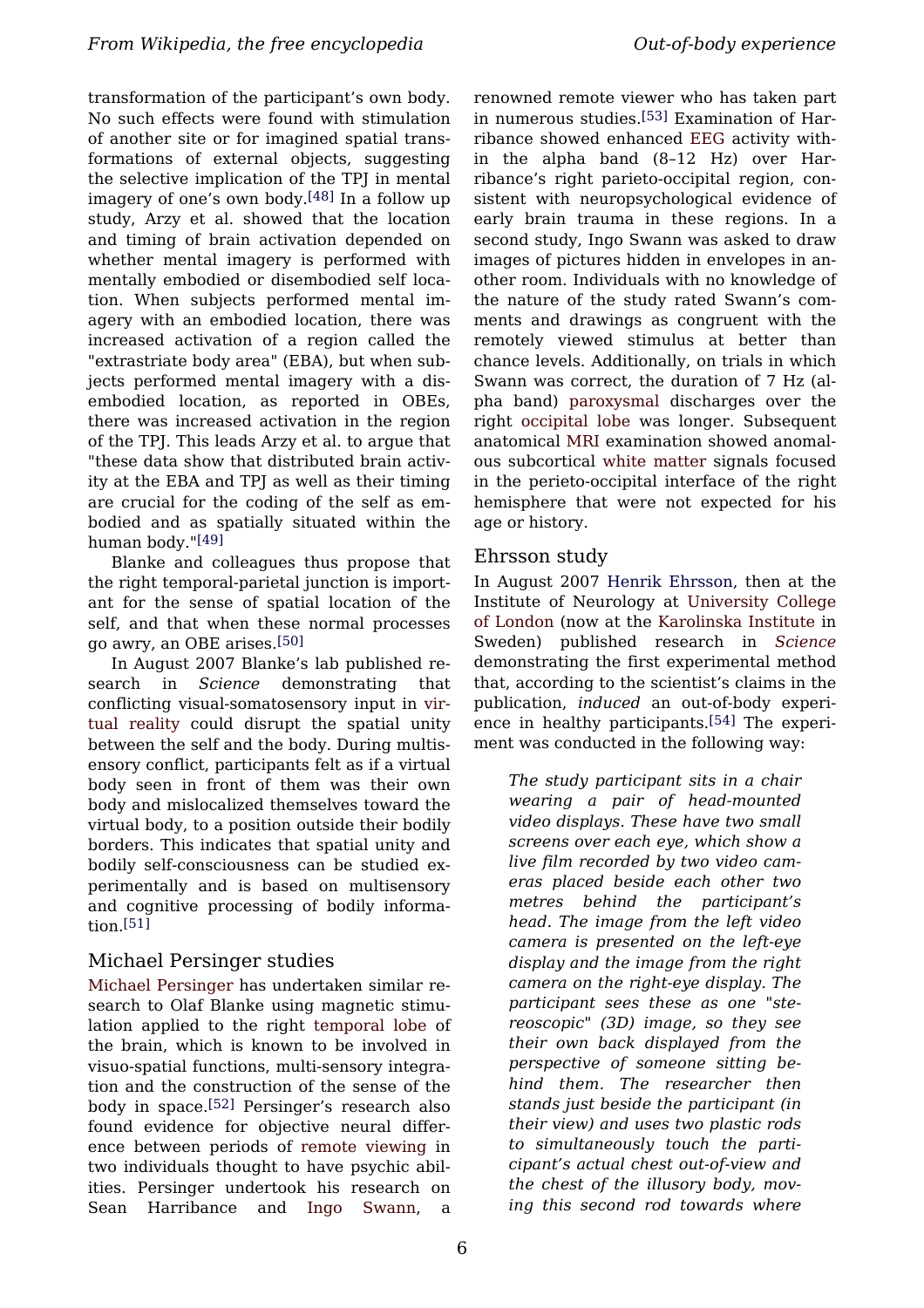transformation of the participant's own body. No such effects were found with stimulation of another site or for imagined spatial transformations of external objects, suggesting the selective implication of the TPJ in mental imagery of one's own body.[48] In a follow up study, Arzy et al. showed that the location and timing of brain activation depended on whether mental imagery is performed with mentally embodied or disembodied self location. When subjects performed mental imagery with an embodied location, there was increased activation of a region called the "extrastriate body area" (EBA), but when subjects performed mental imagery with a disembodied location, as reported in OBEs, there was increased activation in the region of the TPJ. This leads Arzy et al. to argue that "these data show that distributed brain activity at the EBA and TPJ as well as their timing are crucial for the coding of the self as embodied and as spatially situated within the human body."[49]

Blanke and colleagues thus propose that the right temporal-parietal junction is important for the sense of spatial location of the self, and that when these normal processes go awry, an OBE arises.[50]

In August 2007 Blanke's lab published research in *Science* demonstrating that conflicting visual-somatosensory input in virtual reality could disrupt the spatial unity between the self and the body. During multisensory conflict, participants felt as if a virtual body seen in front of them was their own body and mislocalized themselves toward the virtual body, to a position outside their bodily borders. This indicates that spatial unity and bodily self-consciousness can be studied experimentally and is based on multisensory and cognitive processing of bodily information.[51]

## Michael Persinger studies

Michael Persinger has undertaken similar research to Olaf Blanke using magnetic stimulation applied to the right temporal lobe of the brain, which is known to be involved in visuo-spatial functions, multi-sensory integration and the construction of the sense of the body in space.[52] Persinger's research also found evidence for objective neural difference between periods of remote viewing in two individuals thought to have psychic abilities. Persinger undertook his research on Sean Harribance and Ingo Swann, a renowned remote viewer who has taken part in numerous studies.[53] Examination of Harribance showed enhanced EEG activity within the alpha band (8–12 Hz) over Harribance's right parieto-occipital region, consistent with neuropsychological evidence of early brain trauma in these regions. In a second study, Ingo Swann was asked to draw images of pictures hidden in envelopes in another room. Individuals with no knowledge of the nature of the study rated Swann's comments and drawings as congruent with the remotely viewed stimulus at better than chance levels. Additionally, on trials in which Swann was correct, the duration of 7 Hz (alpha band) paroxysmal discharges over the right occipital lobe was longer. Subsequent anatomical MRI examination showed anomalous subcortical white matter signals focused in the perieto-occipital interface of the right hemisphere that were not expected for his age or history.

## Ehrsson study

In August 2007 Henrik Ehrsson, then at the Institute of Neurology at University College of London (now at the Karolinska Institute in Sweden) published research in *Science* demonstrating the first experimental method that, according to the scientist's claims in the publication, *induced* an out-of-body experience in healthy participants.[54] The experiment was conducted in the following way:

> *The study participant sits in a chair wearing a pair of head-mounted video displays. These have two small screens over each eye, which show a live film recorded by two video cameras placed beside each other two metres behind the participant's head. The image from the left video camera is presented on the left-eye display and the image from the right camera on the right-eye display. The participant sees these as one "stereoscopic" (3D) image, so they see their own back displayed from the perspective of someone sitting behind them. The researcher then stands just beside the participant (in their view) and uses two plastic rods to simultaneously touch the participant's actual chest out-of-view and the chest of the illusory body, moving this second rod towards where*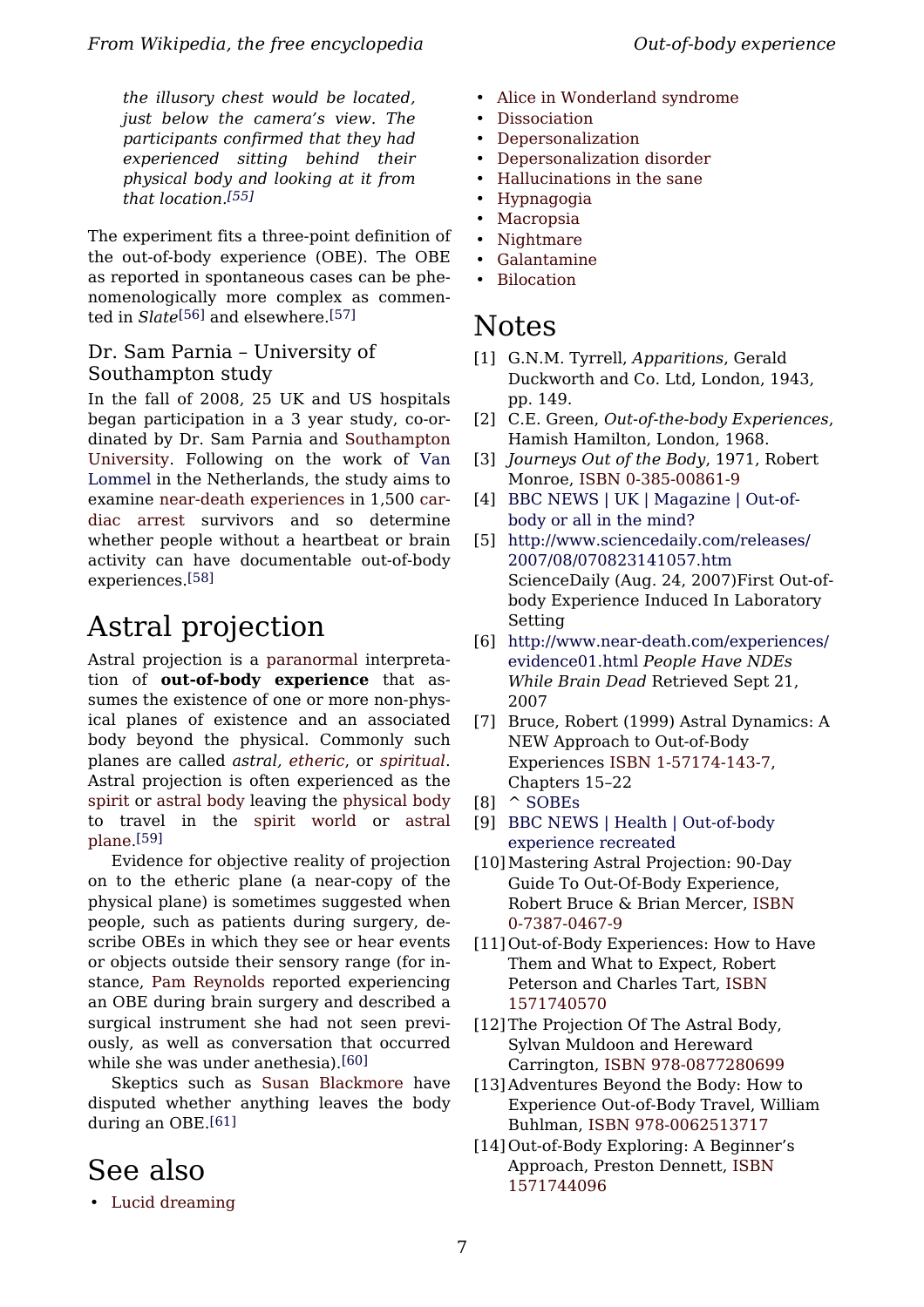*the illusory chest would be located, just below the camera's view. The participants confirmed that they had experienced sitting behind their physical body and looking at it from that location.*[55]

The experiment fits a three-point definition of the out-of-body experience (OBE). The OBE as reported in spontaneous cases can be phenomenologically more complex as commented in *Slate*[56] and elsewhere.[57]

### Dr. Sam Parnia – University of Southampton study

In the fall of 2008, 25 UK and US hospitals began participation in a 3 year study, co-ordinated by Dr. Sam Parnia and Southampton University. Following on the work of Van Lommel in the Netherlands, the study aims to examine near-death experiences in 1,500 cardiac arrest survivors and so determine whether people without a heartbeat or brain activity can have documentable out-of-body experiences.[58]

## Astral projection

Astral projection is a paranormal interpretation of **out-of-body experience** that assumes the existence of one or more non-physical planes of existence and an associated body beyond the physical. Commonly such planes are called *astral*, *etheric*, or *spiritual*. Astral projection is often experienced as the spirit or astral body leaving the physical body to travel in the spirit world or astral plane.[59]

Evidence for objective reality of projection on to the etheric plane (a near-copy of the physical plane) is sometimes suggested when people, such as patients during surgery, describe OBEs in which they see or hear events or objects outside their sensory range (for instance, Pam Reynolds reported experiencing an OBE during brain surgery and described a surgical instrument she had not seen previously, as well as conversation that occurred while she was under anethesia).[60]

Skeptics such as Susan Blackmore have disputed whether anything leaves the body during an OBE.[61]

## See also

- Lucid dreaming
- Alice in Wonderland syndrome
- Dissociation
- Depersonalization
- Depersonalization disorder
- Hallucinations in the sane
- Hypnagogia
- Macropsia
- Nightmare
- Galantamine
- Bilocation

## Notes

[1] G.N.M. Tyrrell, *Apparitions*, Gerald Duckworth and Co. Ltd, London, 1943, pp. 149.

[2] C.E. Green, *Out-of-the-body Experiences*, Hamish Hamilton, London, 1968.

[3] *Journeys Out of the Body*, 1971, Robert Monroe, ISBN 0-385-00861-9

[4] BBC NEWS | UK | Magazine | Out-of-body or all in the mind?

[5] http://www.sciencedaily.com/releases/2007/08/070823141057.htm ScienceDaily (Aug. 24, 2007)First Out-of-body Experience Induced In Laboratory Setting

[6] http://www.near-death.com/experiences/evidence01.html *People Have NDEs While Brain Dead* Retrieved Sept 21, 2007

[7] Bruce, Robert (1999) Astral Dynamics: A NEW Approach to Out-of-Body Experiences ISBN 1-57174-143-7, Chapters 15–22

[8] ^ SOBEs

[9] BBC NEWS | Health | Out-of-body experience recreated

[10] Mastering Astral Projection: 90-Day Guide To Out-Of-Body Experience, Robert Bruce & Brian Mercer, ISBN 0-7387-0467-9

[11] Out-of-Body Experiences: How to Have Them and What to Expect, Robert Peterson and Charles Tart, ISBN 1571740570

[12] The Projection Of The Astral Body, Sylvan Muldoon and Hereward Carrington, ISBN 978-0877280699

[13] Adventures Beyond the Body: How to Experience Out-of-Body Travel, William Buhlman, ISBN 978-0062513717

[14] Out-of-Body Exploring: A Beginner's Approach, Preston Dennett, ISBN 1571744096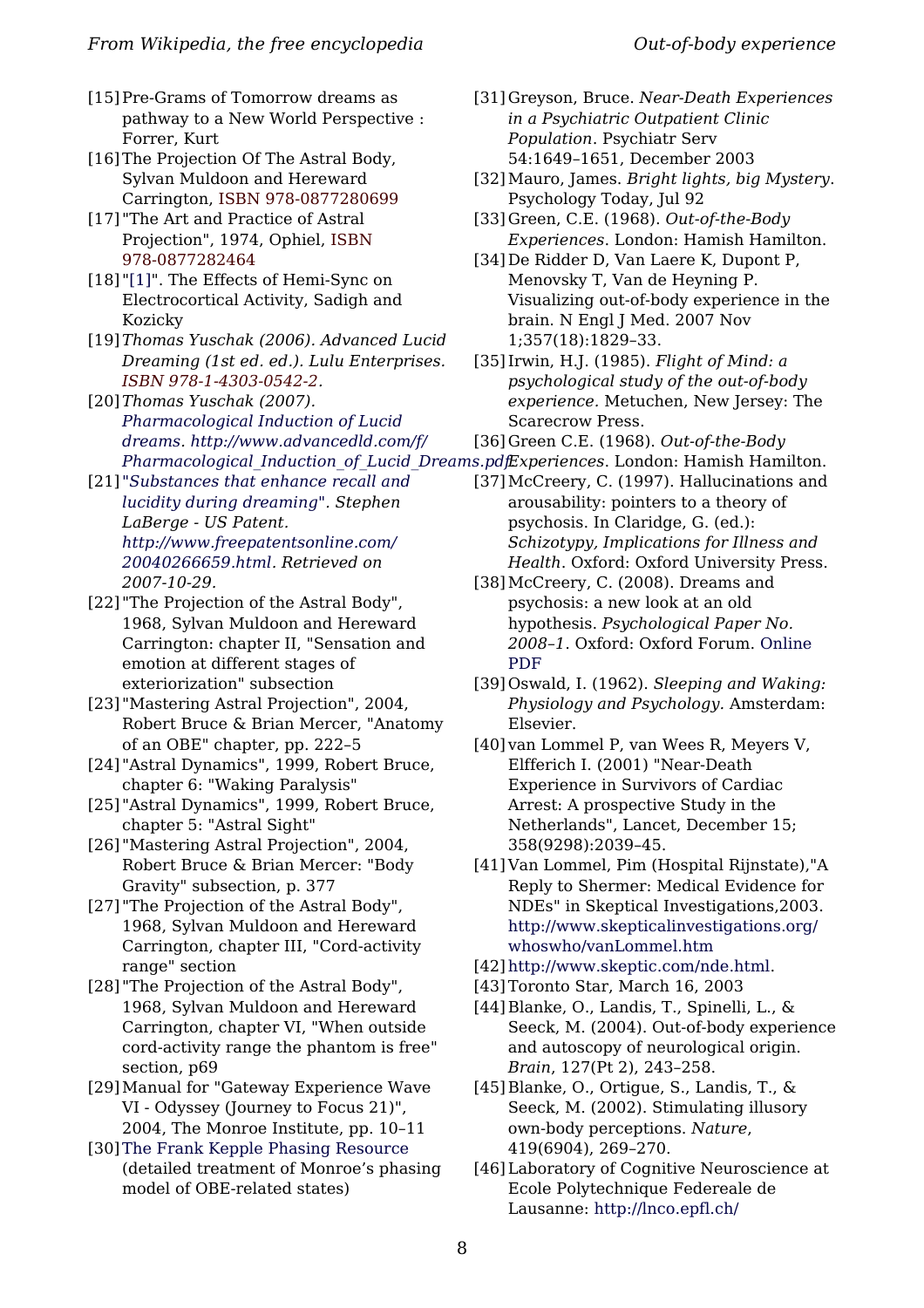[15] Pre-Grams of Tomorrow dreams as pathway to a New World Perspective : Forrer, Kurt

[16] The Projection Of The Astral Body, Sylvan Muldoon and Hereward Carrington, ISBN 978-0877280699

[17] "The Art and Practice of Astral Projection", 1974, Ophiel, ISBN 978-0877282464

[18] "[1]". The Effects of Hemi-Sync on Electrocortical Activity, Sadigh and Kozicky

[19] *Thomas Yuschak (2006). Advanced Lucid Dreaming (1st ed. ed.). Lulu Enterprises. ISBN 978-1-4303-0542-2.*

[20] *Thomas Yuschak (2007). Pharmacological Induction of Lucid dreams. http://www.advancedld.com/f/Pharmacological_Induction_of_Lucid_Dreams.pdf.*

[21] *"Substances that enhance recall and lucidity during dreaming". Stephen LaBerge - US Patent. http://www.freepatentsonline.com/20040266659.html. Retrieved on 2007-10-29.*

[22] "The Projection of the Astral Body", 1968, Sylvan Muldoon and Hereward Carrington: chapter II, "Sensation and emotion at different stages of exteriorization" subsection

[23] "Mastering Astral Projection", 2004, Robert Bruce & Brian Mercer, "Anatomy of an OBE" chapter, pp. 222–5

[24] "Astral Dynamics", 1999, Robert Bruce, chapter 6: "Waking Paralysis"

[25] "Astral Dynamics", 1999, Robert Bruce, chapter 5: "Astral Sight"

[26] "Mastering Astral Projection", 2004, Robert Bruce & Brian Mercer: "Body Gravity" subsection, p. 377

[27] "The Projection of the Astral Body", 1968, Sylvan Muldoon and Hereward Carrington, chapter III, "Cord-activity range" section

[28] "The Projection of the Astral Body", 1968, Sylvan Muldoon and Hereward Carrington, chapter VI, "When outside cord-activity range the phantom is free" section, p69

[29] Manual for "Gateway Experience Wave VI - Odyssey (Journey to Focus 21)", 2004, The Monroe Institute, pp. 10–11

[30] The Frank Kepple Phasing Resource (detailed treatment of Monroe's phasing model of OBE-related states)

[31] Greyson, Bruce. *Near-Death Experiences in a Psychiatric Outpatient Clinic Population*. Psychiatr Serv 54:1649–1651, December 2003

[32] Mauro, James. *Bright lights, big Mystery*. Psychology Today, Jul 92

[33] Green, C.E. (1968). *Out-of-the-Body Experiences*. London: Hamish Hamilton.

[34] De Ridder D, Van Laere K, Dupont P, Menovsky T, Van de Heyning P. Visualizing out-of-body experience in the brain. N Engl J Med. 2007 Nov 1;357(18):1829–33.

[35] Irwin, H.J. (1985). *Flight of Mind: a psychological study of the out-of-body experience.* Metuchen, New Jersey: The Scarecrow Press.

[36] Green C.E. (1968). *Out-of-the-Body Experiences*. London: Hamish Hamilton.

[37] McCreery, C. (1997). Hallucinations and arousability: pointers to a theory of psychosis. In Claridge, G. (ed.): *Schizotypy, Implications for Illness and Health*. Oxford: Oxford University Press.

[38] McCreery, C. (2008). Dreams and psychosis: a new look at an old hypothesis. *Psychological Paper No. 2008–1*. Oxford: Oxford Forum. Online PDF

[39] Oswald, I. (1962). *Sleeping and Waking: Physiology and Psychology.* Amsterdam: Elsevier.

[40] van Lommel P, van Wees R, Meyers V, Elfferich I. (2001) "Near-Death Experience in Survivors of Cardiac Arrest: A prospective Study in the Netherlands", Lancet, December 15; 358(9298):2039–45.

[41] Van Lommel, Pim (Hospital Rijnstate),"A Reply to Shermer: Medical Evidence for NDEs" in Skeptical Investigations,2003. http://www.skepticalinvestigations.org/whoswho/vanLommel.htm

[42] http://www.skeptic.com/nde.html.

[43] Toronto Star, March 16, 2003

[44] Blanke, O., Landis, T., Spinelli, L., & Seeck, M. (2004). Out-of-body experience and autoscopy of neurological origin. *Brain*, 127(Pt 2), 243–258.

[45] Blanke, O., Ortigue, S., Landis, T., & Seeck, M. (2002). Stimulating illusory own-body perceptions. *Nature*, 419(6904), 269–270.

[46] Laboratory of Cognitive Neuroscience at Ecole Polytechnique Federeale de Lausanne: http://lnco.epfl.ch/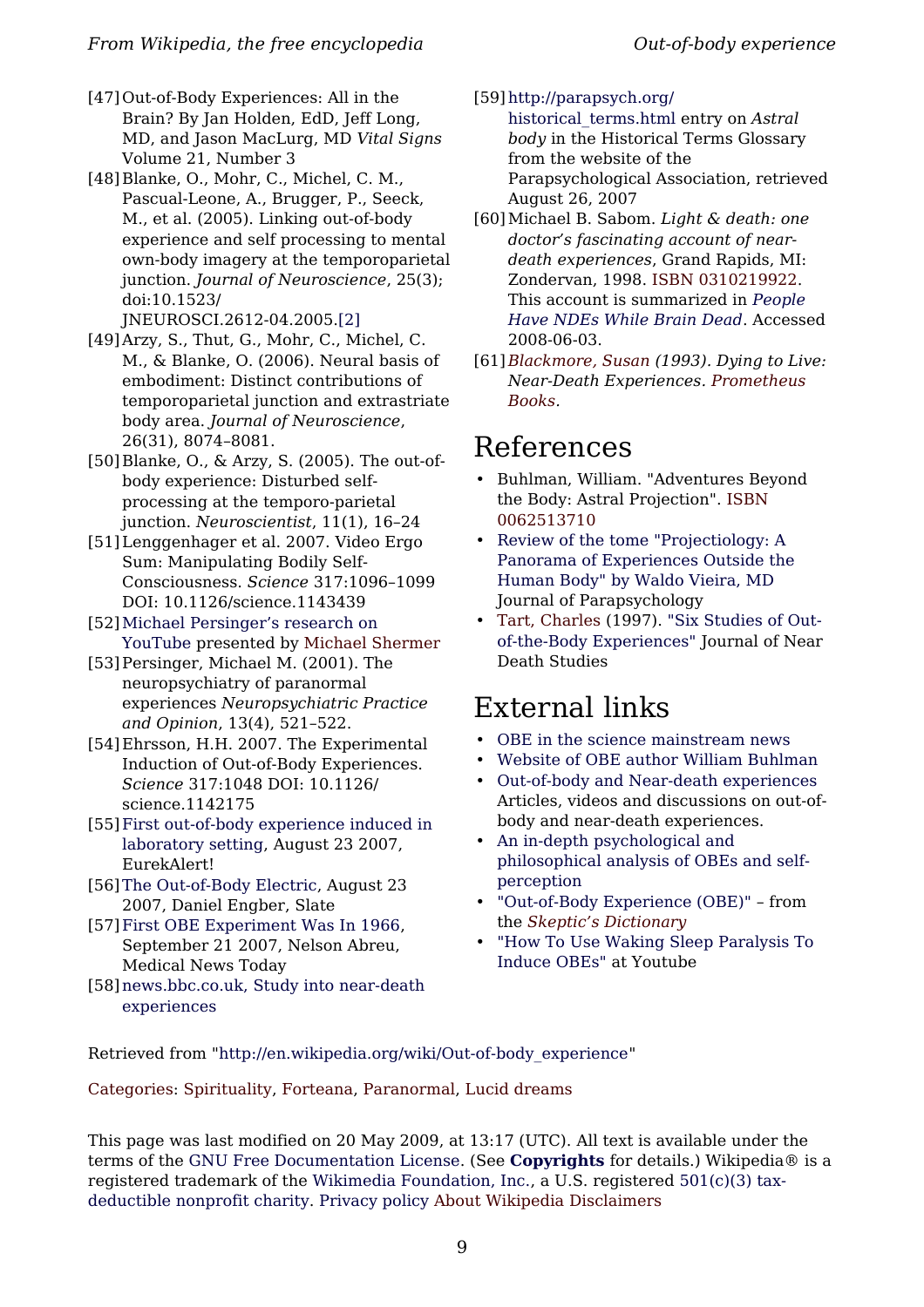47. Out-of-Body Experiences: All in the Brain? By Jan Holden, EdD, Jeff Long, MD, and Jason MacLurg, MD *Vital Signs* Volume 21, Number 3
48. Blanke, O., Mohr, C., Michel, C. M., Pascual-Leone, A., Brugger, P., Seeck, M., et al. (2005). Linking out-of-body experience and self processing to mental own-body imagery at the temporoparietal junction. *Journal of Neuroscience*, 25(3); doi:10.1523/JNEUROSCI.2612-04.2005.[2]
49. Arzy, S., Thut, G., Mohr, C., Michel, C. M., & Blanke, O. (2006). Neural basis of embodiment: Distinct contributions of temporoparietal junction and extrastriate body area. *Journal of Neuroscience*, 26(31), 8074–8081.
50. Blanke, O., & Arzy, S. (2005). The out-of-body experience: Disturbed self-processing at the temporo-parietal junction. *Neuroscientist*, 11(1), 16–24
51. Lenggenhager et al. 2007. Video Ergo Sum: Manipulating Bodily Self-Consciousness. *Science* 317:1096–1099 DOI: 10.1126/science.1143439
52. Michael Persinger's research on YouTube presented by Michael Shermer
53. Persinger, Michael M. (2001). The neuropsychiatry of paranormal experiences *Neuropsychiatric Practice and Opinion*, 13(4), 521–522.
54. Ehrsson, H.H. 2007. The Experimental Induction of Out-of-Body Experiences. *Science* 317:1048 DOI: 10.1126/science.1142175
55. First out-of-body experience induced in laboratory setting, August 23 2007, EurekAlert!
56. The Out-of-Body Electric, August 23 2007, Daniel Engber, Slate
57. First OBE Experiment Was In 1966, September 21 2007, Nelson Abreu, Medical News Today
58. news.bbc.co.uk, Study into near-death experiences
59. http://parapsych.org/historical_terms.html entry on *Astral body* in the Historical Terms Glossary from the website of the Parapsychological Association, retrieved August 26, 2007
60. Michael B. Sabom. *Light & death: one doctor's fascinating account of near-death experiences*, Grand Rapids, MI: Zondervan, 1998. ISBN 0310219922. This account is summarized in *People Have NDEs While Brain Dead*. Accessed 2008-06-03.
61. *Blackmore, Susan (1993). Dying to Live: Near-Death Experiences. Prometheus Books.*

# References

- Buhlman, William. "Adventures Beyond the Body: Astral Projection". ISBN 0062513710
- Review of the tome "Projectiology: A Panorama of Experiences Outside the Human Body" by Waldo Vieira, MD Journal of Parapsychology
- Tart, Charles (1997). "Six Studies of Out-of-the-Body Experiences" Journal of Near Death Studies

# External links

- OBE in the science mainstream news
- Website of OBE author William Buhlman
- Out-of-body and Near-death experiences Articles, videos and discussions on out-of-body and near-death experiences.
- An in-depth psychological and philosophical analysis of OBEs and self-perception
- "Out-of-Body Experience (OBE)" – from the *Skeptic's Dictionary*
- "How To Use Waking Sleep Paralysis To Induce OBEs" at Youtube

Retrieved from "http://en.wikipedia.org/wiki/Out-of-body_experience"

Categories: Spirituality, Forteana, Paranormal, Lucid dreams

This page was last modified on 20 May 2009, at 13:17 (UTC). All text is available under the terms of the GNU Free Documentation License. (See **Copyrights** for details.) Wikipedia® is a registered trademark of the Wikimedia Foundation, Inc., a U.S. registered 501(c)(3) tax-deductible nonprofit charity. Privacy policy About Wikipedia Disclaimers